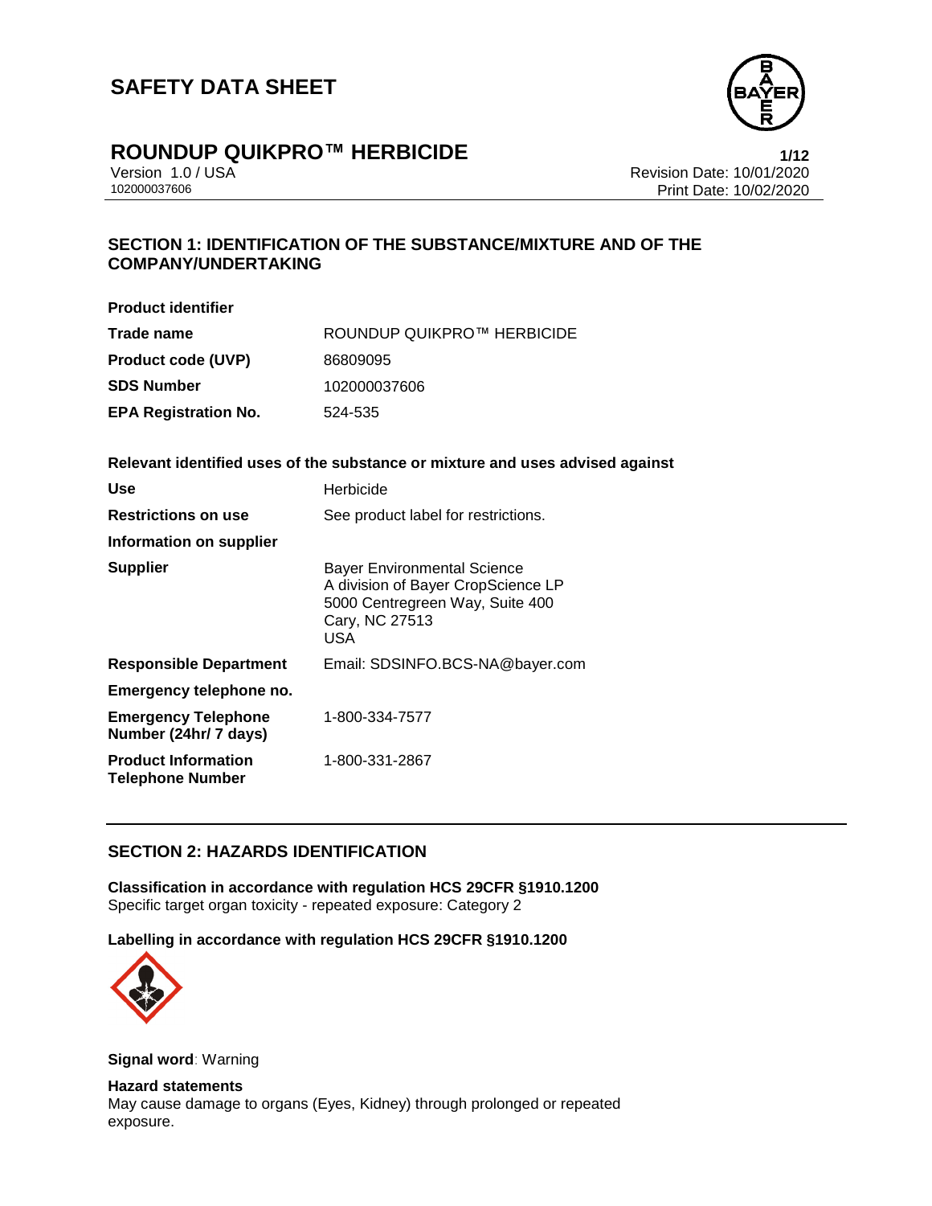# SAFETY DATA SHEET

## ROUNDUP QUIKPRO™ HERBICIDE

Version 1.0 / USA
102000037606

Revision Date: 10/01/2020
Print Date: 10/02/2020

## SECTION 1: IDENTIFICATION OF THE SUBSTANCE/MIXTURE AND OF THE COMPANY/UNDERTAKING

**Product identifier**

| | |
|---|---|
| **Trade name** | ROUNDUP QUIKPRO™ HERBICIDE |
| **Product code (UVP)** | 86809095 |
| **SDS Number** | 102000037606 |
| **EPA Registration No.** | 524-535 |

**Relevant identified uses of the substance or mixture and uses advised against**

| | |
|---|---|
| **Use** | Herbicide |
| **Restrictions on use** | See product label for restrictions. |
| **Information on supplier** | |
| **Supplier** | Bayer Environmental Science<br>A division of Bayer CropScience LP<br>5000 Centregreen Way, Suite 400<br>Cary, NC 27513<br>USA |
| **Responsible Department** | Email: SDSINFO.BCS-NA@bayer.com |
| **Emergency telephone no.** | |
| **Emergency Telephone Number (24hr/ 7 days)** | 1-800-334-7577 |
| **Product Information Telephone Number** | 1-800-331-2867 |

## SECTION 2: HAZARDS IDENTIFICATION

**Classification in accordance with regulation HCS 29CFR §1910.1200**
Specific target organ toxicity - repeated exposure: Category 2

**Labelling in accordance with regulation HCS 29CFR §1910.1200**

**Signal word**: Warning

**Hazard statements**
May cause damage to organs (Eyes, Kidney) through prolonged or repeated exposure.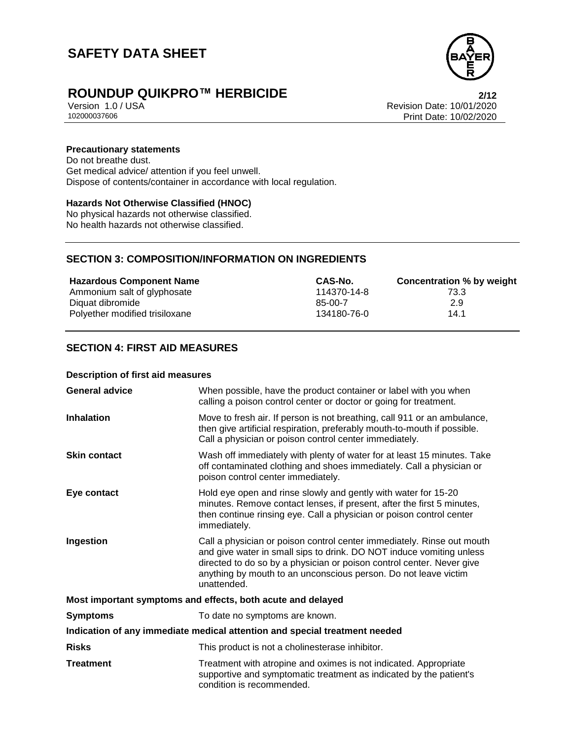**Precautionary statements**

Do not breathe dust.
Get medical advice/ attention if you feel unwell.
Dispose of contents/container in accordance with local regulation.

**Hazards Not Otherwise Classified (HNOC)**

No physical hazards not otherwise classified.
No health hazards not otherwise classified.

## SECTION 3: COMPOSITION/INFORMATION ON INGREDIENTS

| Hazardous Component Name | CAS-No. | Concentration % by weight |
|---|---|---|
| Ammonium salt of glyphosate | 114370-14-8 | 73.3 |
| Diquat dibromide | 85-00-7 | 2.9 |
| Polyether modified trisiloxane | 134180-76-0 | 14.1 |

## SECTION 4: FIRST AID MEASURES

**Description of first aid measures**

| | |
|---|---|
| **General advice** | When possible, have the product container or label with you when calling a poison control center or doctor or going for treatment. |
| **Inhalation** | Move to fresh air. If person is not breathing, call 911 or an ambulance, then give artificial respiration, preferably mouth-to-mouth if possible. Call a physician or poison control center immediately. |
| **Skin contact** | Wash off immediately with plenty of water for at least 15 minutes. Take off contaminated clothing and shoes immediately. Call a physician or poison control center immediately. |
| **Eye contact** | Hold eye open and rinse slowly and gently with water for 15-20 minutes. Remove contact lenses, if present, after the first 5 minutes, then continue rinsing eye. Call a physician or poison control center immediately. |
| **Ingestion** | Call a physician or poison control center immediately. Rinse out mouth and give water in small sips to drink. DO NOT induce vomiting unless directed to do so by a physician or poison control center. Never give anything by mouth to an unconscious person. Do not leave victim unattended. |

**Most important symptoms and effects, both acute and delayed**

| | |
|---|---|
| **Symptoms** | To date no symptoms are known. |

**Indication of any immediate medical attention and special treatment needed**

| | |
|---|---|
| **Risks** | This product is not a cholinesterase inhibitor. |
| **Treatment** | Treatment with atropine and oximes is not indicated. Appropriate supportive and symptomatic treatment as indicated by the patient's condition is recommended. |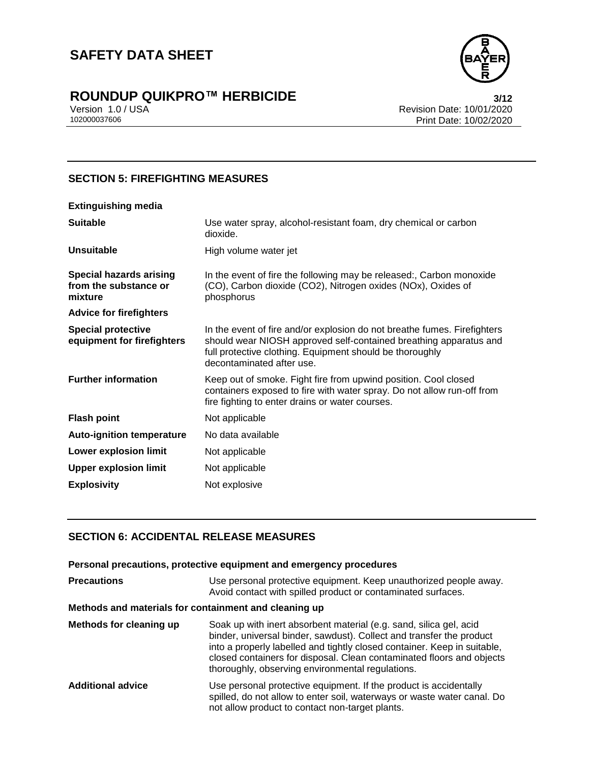## SECTION 5: FIREFIGHTING MEASURES

**Extinguishing media**

| | |
|---|---|
| **Suitable** | Use water spray, alcohol-resistant foam, dry chemical or carbon dioxide. |
| **Unsuitable** | High volume water jet |
| **Special hazards arising from the substance or mixture** | In the event of fire the following may be released:, Carbon monoxide (CO), Carbon dioxide ($CO_2$), Nitrogen oxides ($NO_x$), Oxides of phosphorus |

**Advice for firefighters**

| | |
|---|---|
| **Special protective equipment for firefighters** | In the event of fire and/or explosion do not breathe fumes. Firefighters should wear NIOSH approved self-contained breathing apparatus and full protective clothing. Equipment should be thoroughly decontaminated after use. |
| **Further information** | Keep out of smoke. Fight fire from upwind position. Cool closed containers exposed to fire with water spray. Do not allow run-off from fire fighting to enter drains or water courses. |
| **Flash point** | Not applicable |
| **Auto-ignition temperature** | No data available |
| **Lower explosion limit** | Not applicable |
| **Upper explosion limit** | Not applicable |
| **Explosivity** | Not explosive |

## SECTION 6: ACCIDENTAL RELEASE MEASURES

**Personal precautions, protective equipment and emergency procedures**

| | |
|---|---|
| **Precautions** | Use personal protective equipment. Keep unauthorized people away. Avoid contact with spilled product or contaminated surfaces. |

**Methods and materials for containment and cleaning up**

| | |
|---|---|
| **Methods for cleaning up** | Soak up with inert absorbent material (e.g. sand, silica gel, acid binder, universal binder, sawdust). Collect and transfer the product into a properly labelled and tightly closed container. Keep in suitable, closed containers for disposal. Clean contaminated floors and objects thoroughly, observing environmental regulations. |
| **Additional advice** | Use personal protective equipment. If the product is accidentally spilled, do not allow to enter soil, waterways or waste water canal. Do not allow product to contact non-target plants. |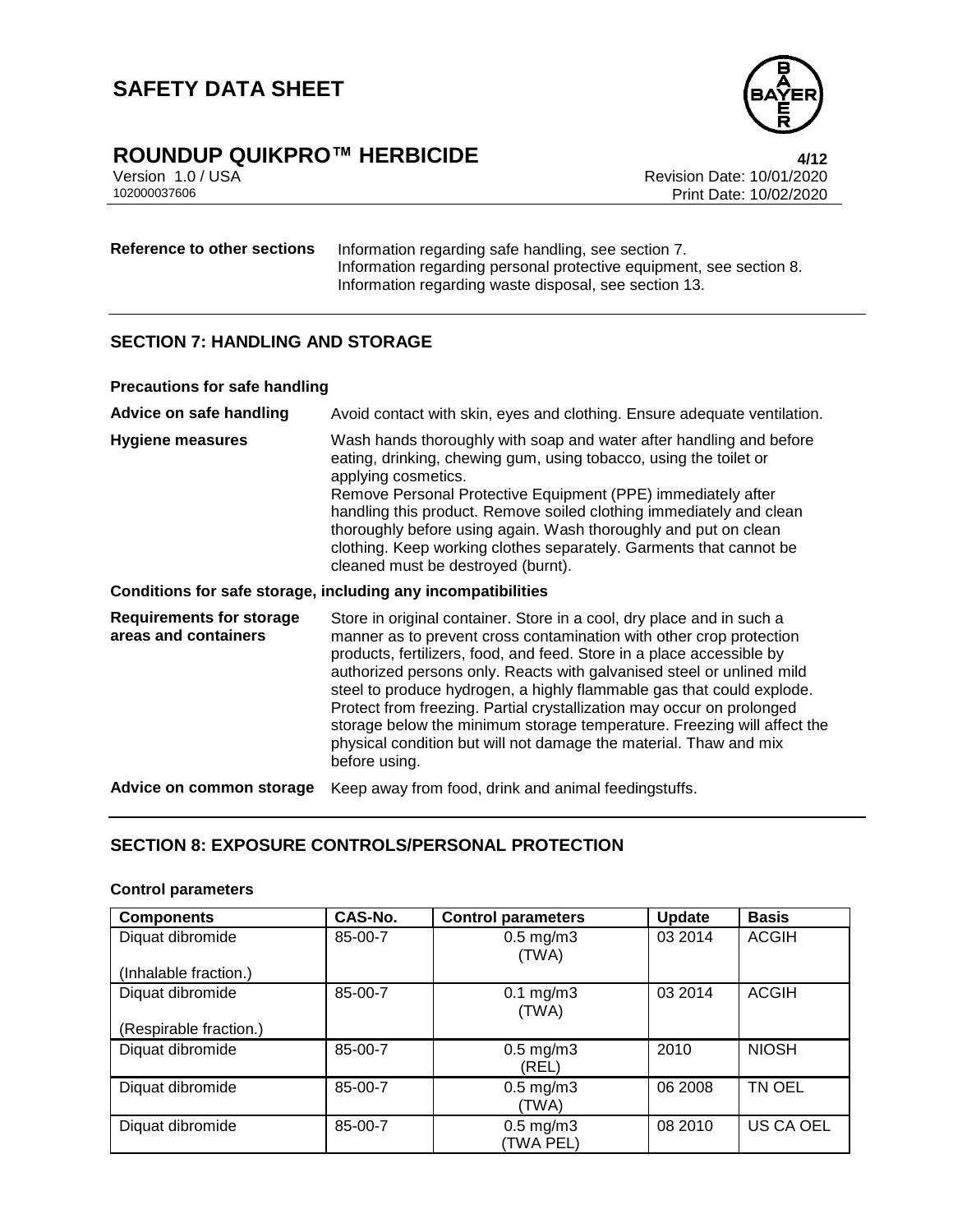**Reference to other sections** Information regarding safe handling, see section 7.
Information regarding personal protective equipment, see section 8.
Information regarding waste disposal, see section 13.

## SECTION 7: HANDLING AND STORAGE

**Precautions for safe handling**

**Advice on safe handling** Avoid contact with skin, eyes and clothing. Ensure adequate ventilation.

**Hygiene measures** Wash hands thoroughly with soap and water after handling and before eating, drinking, chewing gum, using tobacco, using the toilet or applying cosmetics.
Remove Personal Protective Equipment (PPE) immediately after handling this product. Remove soiled clothing immediately and clean thoroughly before using again. Wash thoroughly and put on clean clothing. Keep working clothes separately. Garments that cannot be cleaned must be destroyed (burnt).

**Conditions for safe storage, including any incompatibilities**

**Requirements for storage areas and containers** Store in original container. Store in a cool, dry place and in such a manner as to prevent cross contamination with other crop protection products, fertilizers, food, and feed. Store in a place accessible by authorized persons only. Reacts with galvanised steel or unlined mild steel to produce hydrogen, a highly flammable gas that could explode. Protect from freezing. Partial crystallization may occur on prolonged storage below the minimum storage temperature. Freezing will affect the physical condition but will not damage the material. Thaw and mix before using.

**Advice on common storage** Keep away from food, drink and animal feedingstuffs.

## SECTION 8: EXPOSURE CONTROLS/PERSONAL PROTECTION

**Control parameters**

| Components | CAS-No. | Control parameters | Update | Basis |
|---|---|---|---|---|
| Diquat dibromide (Inhalable fraction.) | 85-00-7 | 0.5 mg/m3 (TWA) | 03 2014 | ACGIH |
| Diquat dibromide (Respirable fraction.) | 85-00-7 | 0.1 mg/m3 (TWA) | 03 2014 | ACGIH |
| Diquat dibromide | 85-00-7 | 0.5 mg/m3 (REL) | 2010 | NIOSH |
| Diquat dibromide | 85-00-7 | 0.5 mg/m3 (TWA) | 06 2008 | TN OEL |
| Diquat dibromide | 85-00-7 | 0.5 mg/m3 (TWA PEL) | 08 2010 | US CA OEL |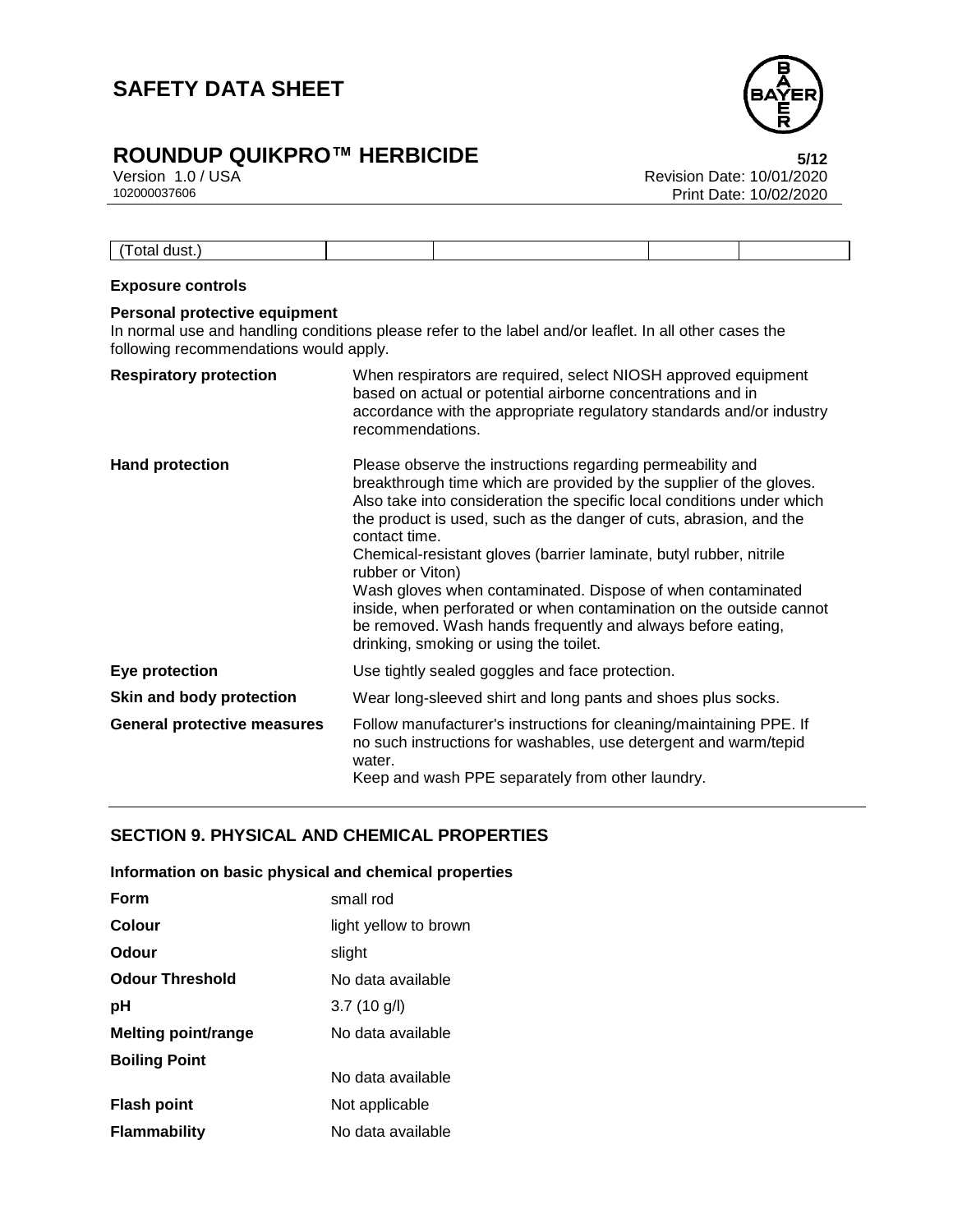| (Total dust.) | | | | |
|---|---|---|---|---|

**Exposure controls**

**Personal protective equipment**

In normal use and handling conditions please refer to the label and/or leaflet. In all other cases the following recommendations would apply.

| | |
|---|---|
| **Respiratory protection** | When respirators are required, select NIOSH approved equipment based on actual or potential airborne concentrations and in accordance with the appropriate regulatory standards and/or industry recommendations. |
| **Hand protection** | Please observe the instructions regarding permeability and breakthrough time which are provided by the supplier of the gloves. Also take into consideration the specific local conditions under which the product is used, such as the danger of cuts, abrasion, and the contact time.<br>Chemical-resistant gloves (barrier laminate, butyl rubber, nitrile rubber or Viton)<br>Wash gloves when contaminated. Dispose of when contaminated inside, when perforated or when contamination on the outside cannot be removed. Wash hands frequently and always before eating, drinking, smoking or using the toilet. |
| **Eye protection** | Use tightly sealed goggles and face protection. |
| **Skin and body protection** | Wear long-sleeved shirt and long pants and shoes plus socks. |
| **General protective measures** | Follow manufacturer's instructions for cleaning/maintaining PPE. If no such instructions for washables, use detergent and warm/tepid water.<br>Keep and wash PPE separately from other laundry. |

## SECTION 9. PHYSICAL AND CHEMICAL PROPERTIES

**Information on basic physical and chemical properties**

| | |
|---|---|
| **Form** | small rod |
| **Colour** | light yellow to brown |
| **Odour** | slight |
| **Odour Threshold** | No data available |
| **pH** | 3.7 (10 g/l) |
| **Melting point/range** | No data available |
| **Boiling Point** | No data available |
| **Flash point** | Not applicable |
| **Flammability** | No data available |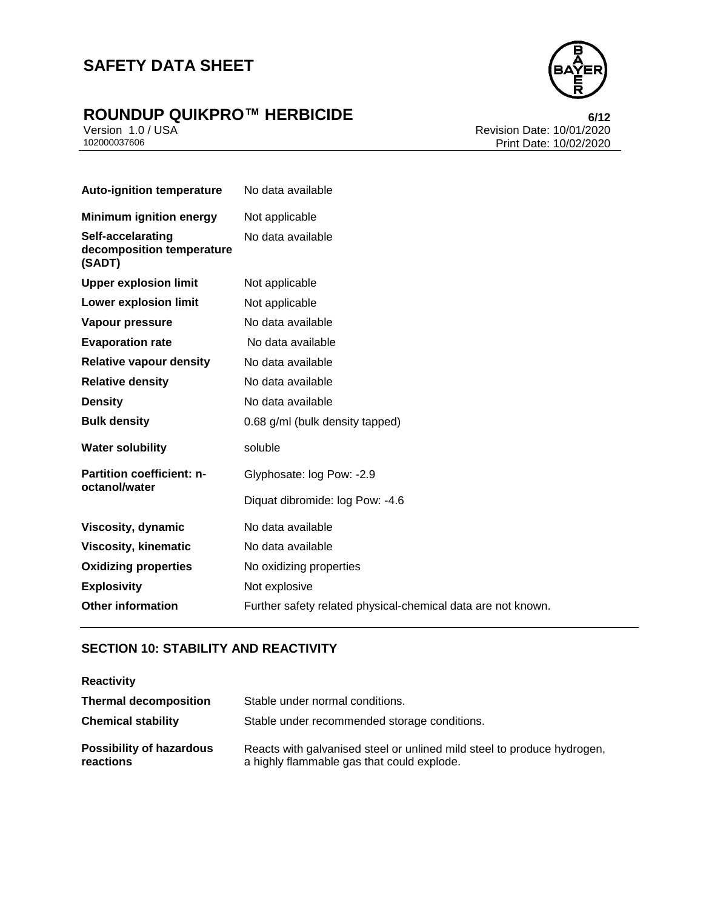| | |
|---|---|
| **Auto-ignition temperature** | No data available |
| **Minimum ignition energy** | Not applicable |
| **Self-accelarating decomposition temperature (SADT)** | No data available |
| **Upper explosion limit** | Not applicable |
| **Lower explosion limit** | Not applicable |
| **Vapour pressure** | No data available |
| **Evaporation rate** | No data available |
| **Relative vapour density** | No data available |
| **Relative density** | No data available |
| **Density** | No data available |
| **Bulk density** | 0.68 g/ml (bulk density tapped) |
| **Water solubility** | soluble |
| **Partition coefficient: n-octanol/water** | Glyphosate: log Pow: -2.9 |
| | Diquat dibromide: log Pow: -4.6 |
| **Viscosity, dynamic** | No data available |
| **Viscosity, kinematic** | No data available |
| **Oxidizing properties** | No oxidizing properties |
| **Explosivity** | Not explosive |
| **Other information** | Further safety related physical-chemical data are not known. |

## SECTION 10: STABILITY AND REACTIVITY

**Reactivity**

| | |
|---|---|
| **Thermal decomposition** | Stable under normal conditions. |
| **Chemical stability** | Stable under recommended storage conditions. |
| **Possibility of hazardous reactions** | Reacts with galvanised steel or unlined mild steel to produce hydrogen, a highly flammable gas that could explode. |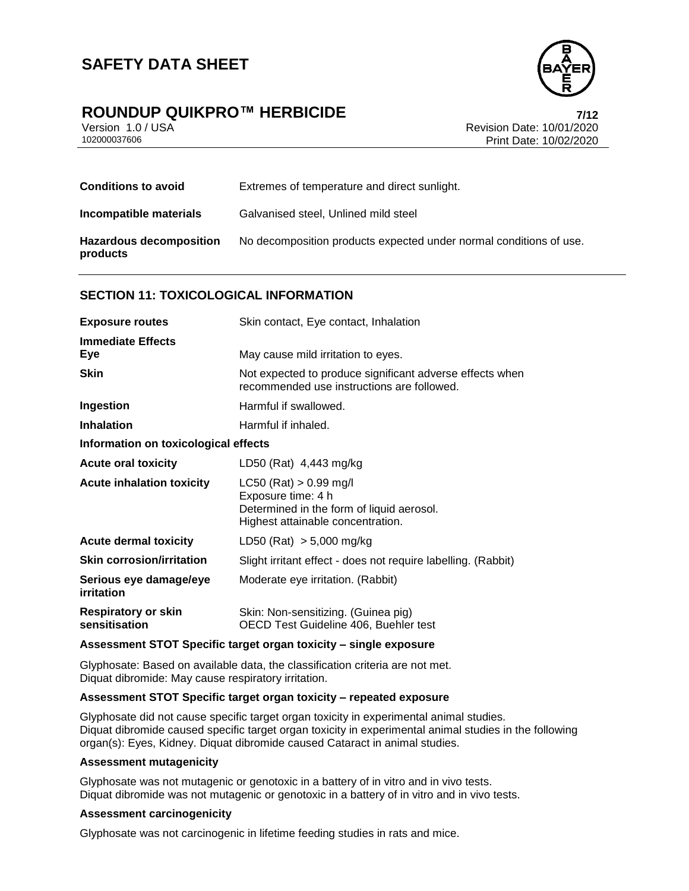| | |
|---|---|
| **Conditions to avoid** | Extremes of temperature and direct sunlight. |
| **Incompatible materials** | Galvanised steel, Unlined mild steel |
| **Hazardous decomposition products** | No decomposition products expected under normal conditions of use. |

## SECTION 11: TOXICOLOGICAL INFORMATION

| | |
|---|---|
| **Exposure routes** | Skin contact, Eye contact, Inhalation |
| **Immediate Effects** | |
| **Eye** | May cause mild irritation to eyes. |
| **Skin** | Not expected to produce significant adverse effects when recommended use instructions are followed. |
| **Ingestion** | Harmful if swallowed. |
| **Inhalation** | Harmful if inhaled. |

**Information on toxicological effects**

| | |
|---|---|
| **Acute oral toxicity** | LD50 (Rat) 4,443 mg/kg |
| **Acute inhalation toxicity** | LC50 (Rat) > 0.99 mg/l<br>Exposure time: 4 h<br>Determined in the form of liquid aerosol.<br>Highest attainable concentration. |
| **Acute dermal toxicity** | LD50 (Rat) > 5,000 mg/kg |
| **Skin corrosion/irritation** | Slight irritant effect - does not require labelling. (Rabbit) |
| **Serious eye damage/eye irritation** | Moderate eye irritation. (Rabbit) |
| **Respiratory or skin sensitisation** | Skin: Non-sensitizing. (Guinea pig)<br>OECD Test Guideline 406, Buehler test |

**Assessment STOT Specific target organ toxicity – single exposure**

Glyphosate: Based on available data, the classification criteria are not met.
Diquat dibromide: May cause respiratory irritation.

**Assessment STOT Specific target organ toxicity – repeated exposure**

Glyphosate did not cause specific target organ toxicity in experimental animal studies.
Diquat dibromide caused specific target organ toxicity in experimental animal studies in the following organ(s): Eyes, Kidney. Diquat dibromide caused Cataract in animal studies.

**Assessment mutagenicity**

Glyphosate was not mutagenic or genotoxic in a battery of in vitro and in vivo tests.
Diquat dibromide was not mutagenic or genotoxic in a battery of in vitro and in vivo tests.

**Assessment carcinogenicity**

Glyphosate was not carcinogenic in lifetime feeding studies in rats and mice.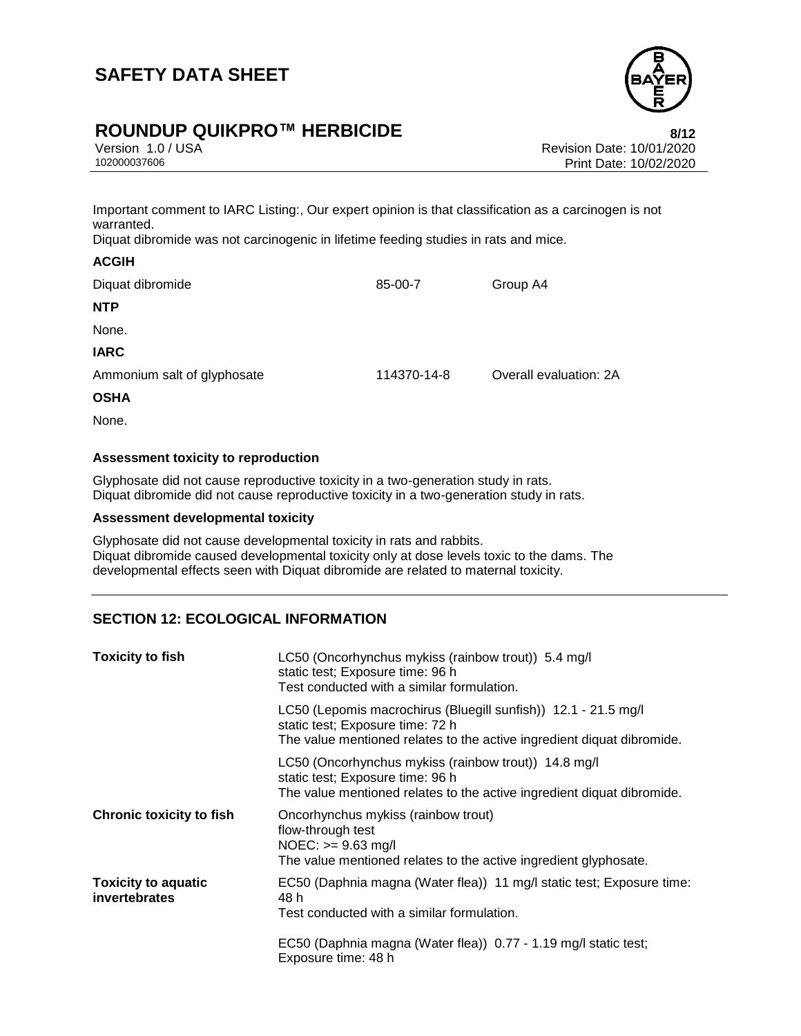Important comment to IARC Listing:, Our expert opinion is that classification as a carcinogen is not warranted.
Diquat dibromide was not carcinogenic in lifetime feeding studies in rats and mice.

**ACGIH**

| Diquat dibromide | 85-00-7 | Group A4 |
|---|---|---|

**NTP**

None.

**IARC**

| Ammonium salt of glyphosate | 114370-14-8 | Overall evaluation: 2A |
|---|---|---|

**OSHA**

None.

**Assessment toxicity to reproduction**

Glyphosate did not cause reproductive toxicity in a two-generation study in rats.
Diquat dibromide did not cause reproductive toxicity in a two-generation study in rats.

**Assessment developmental toxicity**

Glyphosate did not cause developmental toxicity in rats and rabbits.
Diquat dibromide caused developmental toxicity only at dose levels toxic to the dams. The developmental effects seen with Diquat dibromide are related to maternal toxicity.

## SECTION 12: ECOLOGICAL INFORMATION

| | |
|---|---|
| **Toxicity to fish** | LC50 (Oncorhynchus mykiss (rainbow trout)) 5.4 mg/l<br>static test; Exposure time: 96 h<br>Test conducted with a similar formulation. |
| | LC50 (Lepomis macrochirus (Bluegill sunfish)) 12.1 - 21.5 mg/l<br>static test; Exposure time: 72 h<br>The value mentioned relates to the active ingredient diquat dibromide. |
| | LC50 (Oncorhynchus mykiss (rainbow trout)) 14.8 mg/l<br>static test; Exposure time: 96 h<br>The value mentioned relates to the active ingredient diquat dibromide. |
| **Chronic toxicity to fish** | Oncorhynchus mykiss (rainbow trout)<br>flow-through test<br>NOEC: >= 9.63 mg/l<br>The value mentioned relates to the active ingredient glyphosate. |
| **Toxicity to aquatic invertebrates** | EC50 (Daphnia magna (Water flea)) 11 mg/l static test; Exposure time: 48 h<br>Test conducted with a similar formulation. |
| | EC50 (Daphnia magna (Water flea)) 0.77 - 1.19 mg/l static test; Exposure time: 48 h |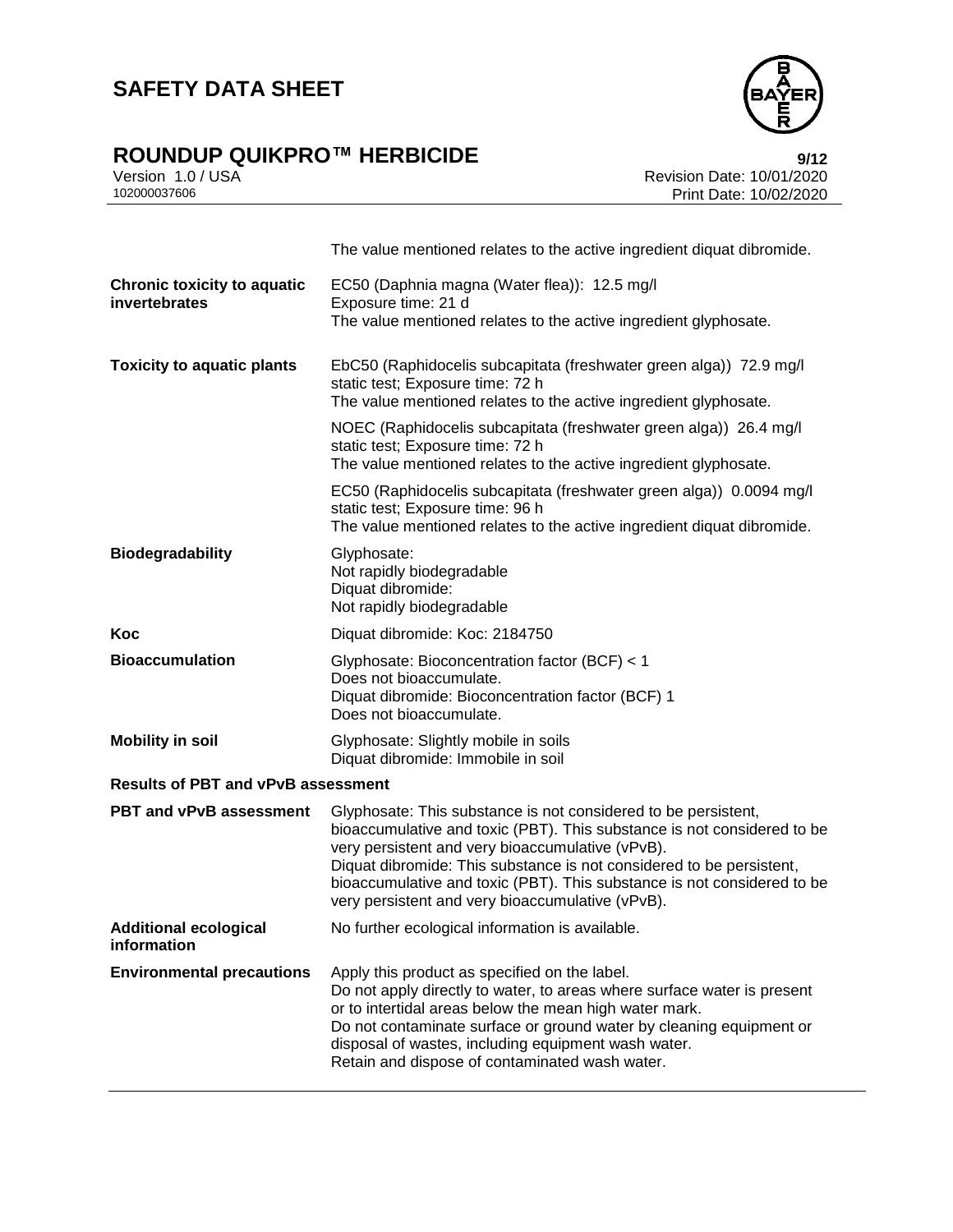The value mentioned relates to the active ingredient diquat dibromide.

| | |
|---|---|
| **Chronic toxicity to aquatic invertebrates** | EC50 (Daphnia magna (Water flea)): 12.5 mg/l<br>Exposure time: 21 d<br>The value mentioned relates to the active ingredient glyphosate. |
| **Toxicity to aquatic plants** | EbC50 (Raphidocelis subcapitata (freshwater green alga)) 72.9 mg/l<br>static test; Exposure time: 72 h<br>The value mentioned relates to the active ingredient glyphosate. |
| | NOEC (Raphidocelis subcapitata (freshwater green alga)) 26.4 mg/l<br>static test; Exposure time: 72 h<br>The value mentioned relates to the active ingredient glyphosate. |
| | EC50 (Raphidocelis subcapitata (freshwater green alga)) 0.0094 mg/l<br>static test; Exposure time: 96 h<br>The value mentioned relates to the active ingredient diquat dibromide. |
| **Biodegradability** | Glyphosate:<br>Not rapidly biodegradable<br>Diquat dibromide:<br>Not rapidly biodegradable |
| **Koc** | Diquat dibromide: Koc: 2184750 |
| **Bioaccumulation** | Glyphosate: Bioconcentration factor (BCF) < 1<br>Does not bioaccumulate.<br>Diquat dibromide: Bioconcentration factor (BCF) 1<br>Does not bioaccumulate. |
| **Mobility in soil** | Glyphosate: Slightly mobile in soils<br>Diquat dibromide: Immobile in soil |

**Results of PBT and vPvB assessment**

| | |
|---|---|
| **PBT and vPvB assessment** | Glyphosate: This substance is not considered to be persistent, bioaccumulative and toxic (PBT). This substance is not considered to be very persistent and very bioaccumulative (vPvB).<br>Diquat dibromide: This substance is not considered to be persistent, bioaccumulative and toxic (PBT). This substance is not considered to be very persistent and very bioaccumulative (vPvB). |
| **Additional ecological information** | No further ecological information is available. |
| **Environmental precautions** | Apply this product as specified on the label.<br>Do not apply directly to water, to areas where surface water is present or to intertidal areas below the mean high water mark.<br>Do not contaminate surface or ground water by cleaning equipment or disposal of wastes, including equipment wash water.<br>Retain and dispose of contaminated wash water. |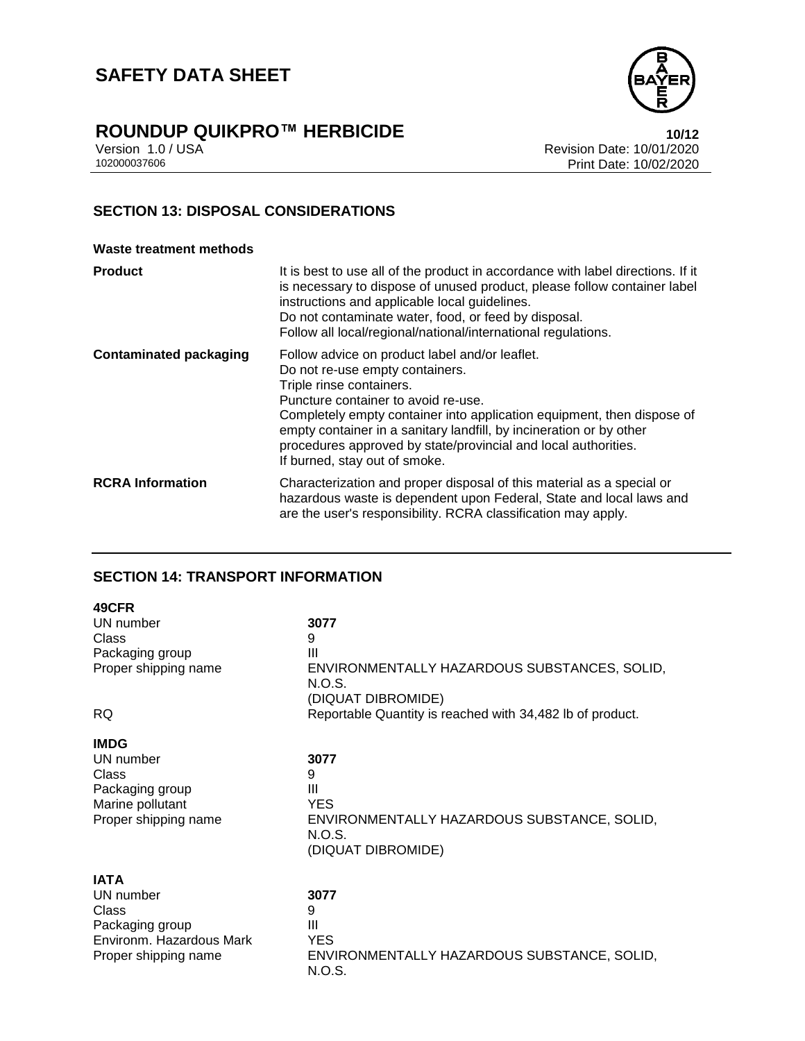## SECTION 13: DISPOSAL CONSIDERATIONS

**Waste treatment methods**

| | |
|---|---|
| **Product** | It is best to use all of the product in accordance with label directions. If it is necessary to dispose of unused product, please follow container label instructions and applicable local guidelines.<br>Do not contaminate water, food, or feed by disposal.<br>Follow all local/regional/national/international regulations. |
| **Contaminated packaging** | Follow advice on product label and/or leaflet.<br>Do not re-use empty containers.<br>Triple rinse containers.<br>Puncture container to avoid re-use.<br>Completely empty container into application equipment, then dispose of empty container in a sanitary landfill, by incineration or by other procedures approved by state/provincial and local authorities.<br>If burned, stay out of smoke. |
| **RCRA Information** | Characterization and proper disposal of this material as a special or hazardous waste is dependent upon Federal, State and local laws and are the user's responsibility. RCRA classification may apply. |

## SECTION 14: TRANSPORT INFORMATION

**49CFR**

| | |
|---|---|
| UN number | **3077** |
| Class | 9 |
| Packaging group | III |
| Proper shipping name | ENVIRONMENTALLY HAZARDOUS SUBSTANCES, SOLID, N.O.S.<br>(DIQUAT DIBROMIDE) |
| RQ | Reportable Quantity is reached with 34,482 lb of product. |

**IMDG**

| | |
|---|---|
| UN number | **3077** |
| Class | 9 |
| Packaging group | III |
| Marine pollutant | YES |
| Proper shipping name | ENVIRONMENTALLY HAZARDOUS SUBSTANCE, SOLID, N.O.S.<br>(DIQUAT DIBROMIDE) |

**IATA**

| | |
|---|---|
| UN number | **3077** |
| Class | 9 |
| Packaging group | III |
| Environm. Hazardous Mark | YES |
| Proper shipping name | ENVIRONMENTALLY HAZARDOUS SUBSTANCE, SOLID, N.O.S. |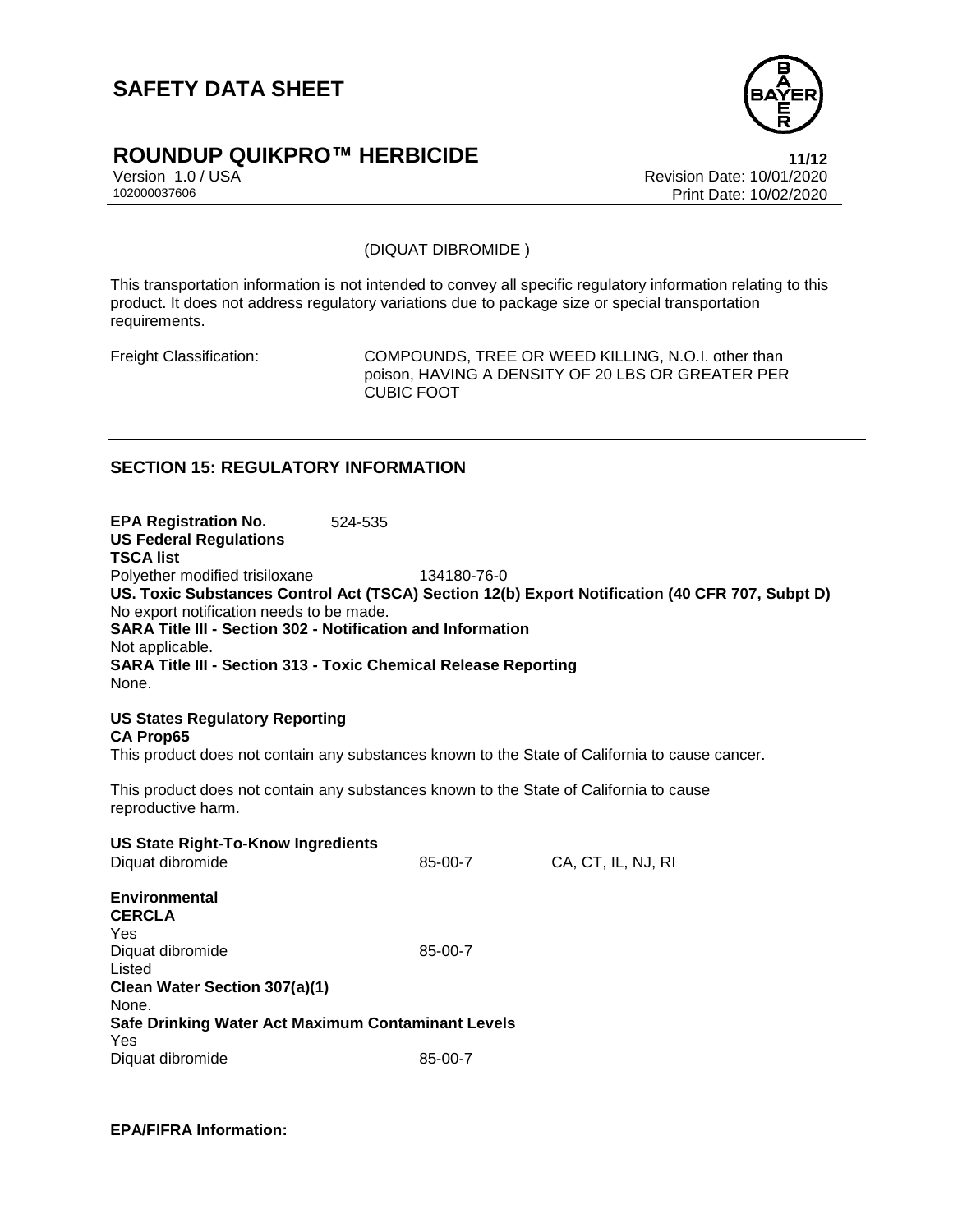(DIQUAT DIBROMIDE )

This transportation information is not intended to convey all specific regulatory information relating to this product. It does not address regulatory variations due to package size or special transportation requirements.

Freight Classification: COMPOUNDS, TREE OR WEED KILLING, N.O.I. other than poison, HAVING A DENSITY OF 20 LBS OR GREATER PER CUBIC FOOT

## SECTION 15: REGULATORY INFORMATION

**EPA Registration No.** 524-535

**US Federal Regulations**

**TSCA list**

Polyether modified trisiloxane 134180-76-0

**US. Toxic Substances Control Act (TSCA) Section 12(b) Export Notification (40 CFR 707, Subpt D)**

No export notification needs to be made.

**SARA Title III - Section 302 - Notification and Information**

Not applicable.

**SARA Title III - Section 313 - Toxic Chemical Release Reporting**

None.

**US States Regulatory Reporting**

**CA Prop65**

This product does not contain any substances known to the State of California to cause cancer.

This product does not contain any substances known to the State of California to cause reproductive harm.

**US State Right-To-Know Ingredients**

| Diquat dibromide | 85-00-7 | CA, CT, IL, NJ, RI |
|---|---|---|

**Environmental**

**CERCLA**

Yes

Diquat dibromide 85-00-7

Listed

**Clean Water Section 307(a)(1)**

None.

**Safe Drinking Water Act Maximum Contaminant Levels**

Yes

Diquat dibromide 85-00-7

**EPA/FIFRA Information:**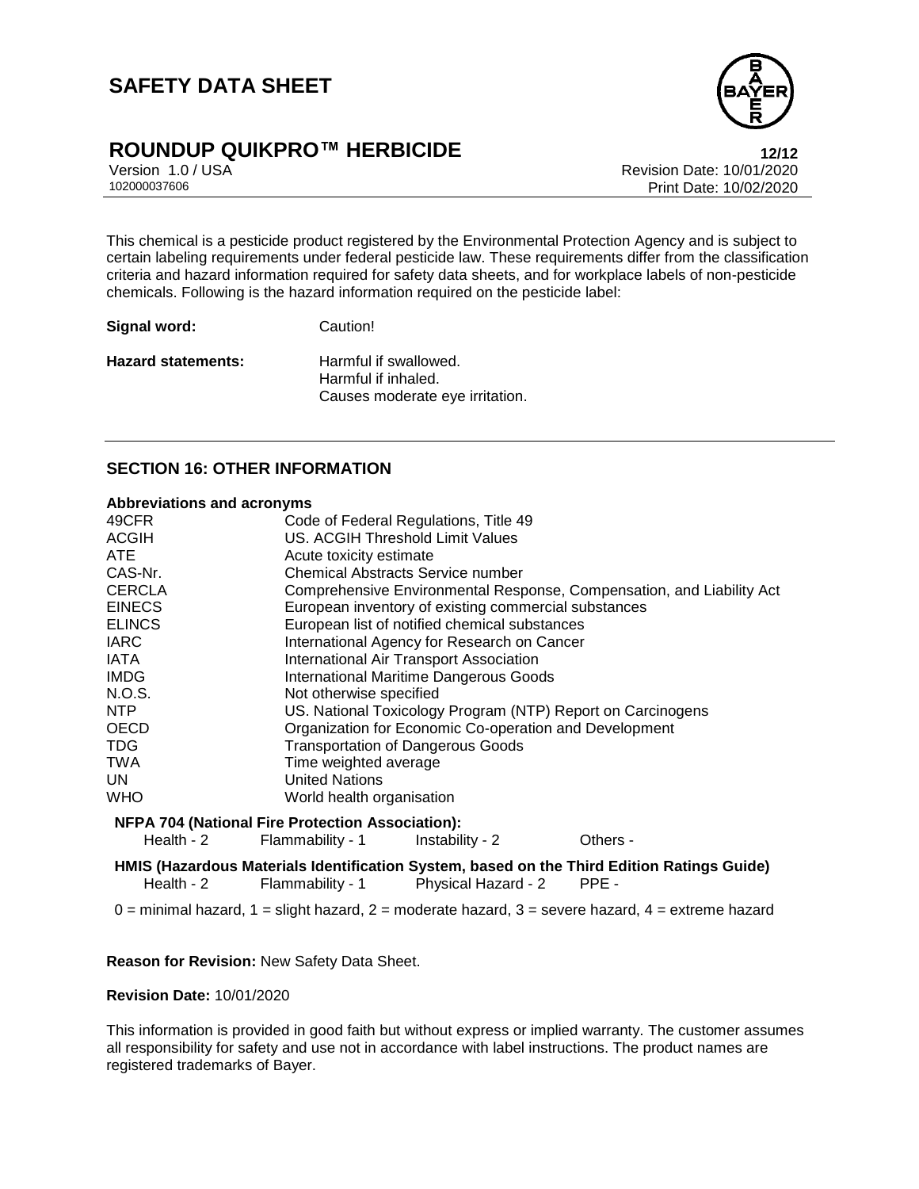This chemical is a pesticide product registered by the Environmental Protection Agency and is subject to certain labeling requirements under federal pesticide law. These requirements differ from the classification criteria and hazard information required for safety data sheets, and for workplace labels of non-pesticide chemicals. Following is the hazard information required on the pesticide label:

| | |
|---|---|
| **Signal word:** | Caution! |
| **Hazard statements:** | Harmful if swallowed.<br>Harmful if inhaled.<br>Causes moderate eye irritation. |

## SECTION 16: OTHER INFORMATION

**Abbreviations and acronyms**

| | |
|---|---|
| 49CFR | Code of Federal Regulations, Title 49 |
| ACGIH | US. ACGIH Threshold Limit Values |
| ATE | Acute toxicity estimate |
| CAS-Nr. | Chemical Abstracts Service number |
| CERCLA | Comprehensive Environmental Response, Compensation, and Liability Act |
| EINECS | European inventory of existing commercial substances |
| ELINCS | European list of notified chemical substances |
| IARC | International Agency for Research on Cancer |
| IATA | International Air Transport Association |
| IMDG | International Maritime Dangerous Goods |
| N.O.S. | Not otherwise specified |
| NTP | US. National Toxicology Program (NTP) Report on Carcinogens |
| OECD | Organization for Economic Co-operation and Development |
| TDG | Transportation of Dangerous Goods |
| TWA | Time weighted average |
| UN | United Nations |
| WHO | World health organisation |

**NFPA 704 (National Fire Protection Association):**

| | | | |
|---|---|---|---|
| Health - 2 | Flammability - 1 | Instability - 2 | Others - |

**HMIS (Hazardous Materials Identification System, based on the Third Edition Ratings Guide)**

| | | | |
|---|---|---|---|
| Health - 2 | Flammability - 1 | Physical Hazard - 2 | PPE - |

0 = minimal hazard, 1 = slight hazard, 2 = moderate hazard, 3 = severe hazard, 4 = extreme hazard

**Reason for Revision:** New Safety Data Sheet.

**Revision Date:** 10/01/2020

This information is provided in good faith but without express or implied warranty. The customer assumes all responsibility for safety and use not in accordance with label instructions. The product names are registered trademarks of Bayer.